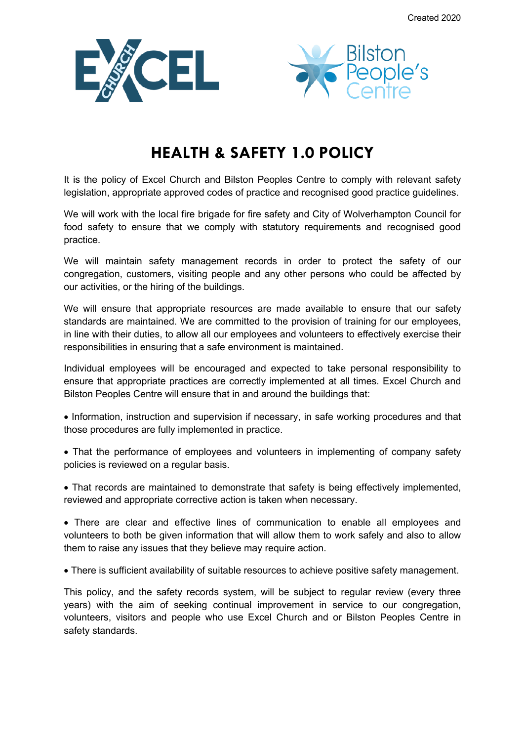Created 2020

# HEALTH & SAFETY 1.0 POLICY

It is the policy of Excel Church and Bilston Peoples Centre to comply with relevant safety legislation, appropriate approved codes of practice and recognised good practice guidelines.

We will work with the local fire brigade for fire safety and City of Wolverhampton Council for food safety to ensure that we comply with statutory requirements and recognised good practice.

We will maintain safety management records in order to protect the safety of our congregation, customers, visiting people and any other persons who could be affected by our activities, or the hiring of the buildings.

We will ensure that appropriate resources are made available to ensure that our safety standards are maintained. We are committed to the provision of training for our employees, in line with their duties, to allow all our employees and volunteers to effectively exercise their responsibilities in ensuring that a safe environment is maintained.

Individual employees will be encouraged and expected to take personal responsibility to ensure that appropriate practices are correctly implemented at all times. Excel Church and Bilston Peoples Centre will ensure that in and around the buildings that:

- Information, instruction and supervision if necessary, in safe working procedures and that those procedures are fully implemented in practice.
- That the performance of employees and volunteers in implementing of company safety policies is reviewed on a regular basis.
- That records are maintained to demonstrate that safety is being effectively implemented, reviewed and appropriate corrective action is taken when necessary.
- There are clear and effective lines of communication to enable all employees and volunteers to both be given information that will allow them to work safely and also to allow them to raise any issues that they believe may require action.
- There is sufficient availability of suitable resources to achieve positive safety management.

This policy, and the safety records system, will be subject to regular review (every three years) with the aim of seeking continual improvement in service to our congregation, volunteers, visitors and people who use Excel Church and or Bilston Peoples Centre in safety standards.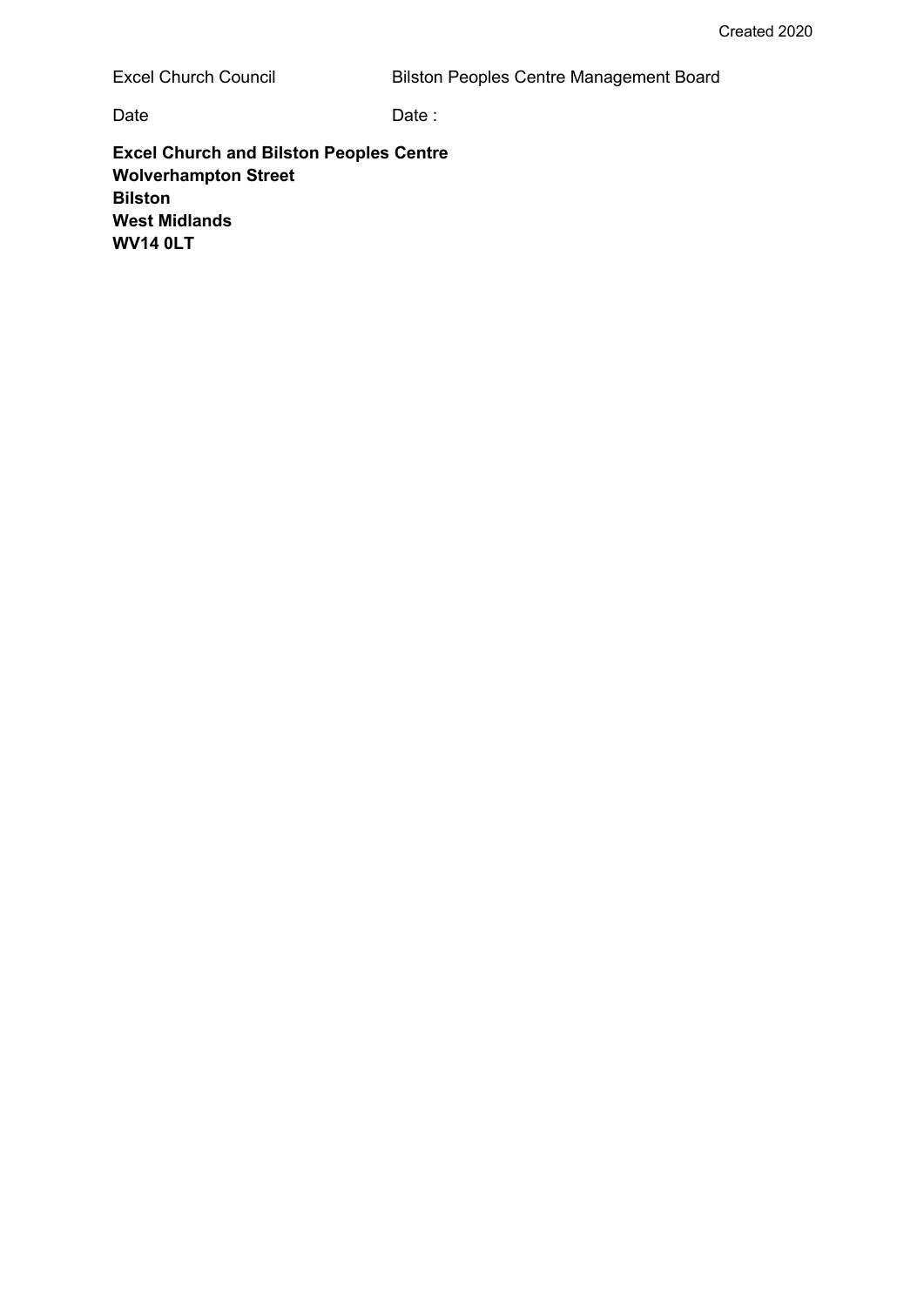Created 2020

| | |
|---|---|
| Excel Church Council | Bilston Peoples Centre Management Board |
| Date | Date : |

**Excel Church and Bilston Peoples Centre**
**Wolverhampton Street**
**Bilston**
**West Midlands**
**WV14 0LT**